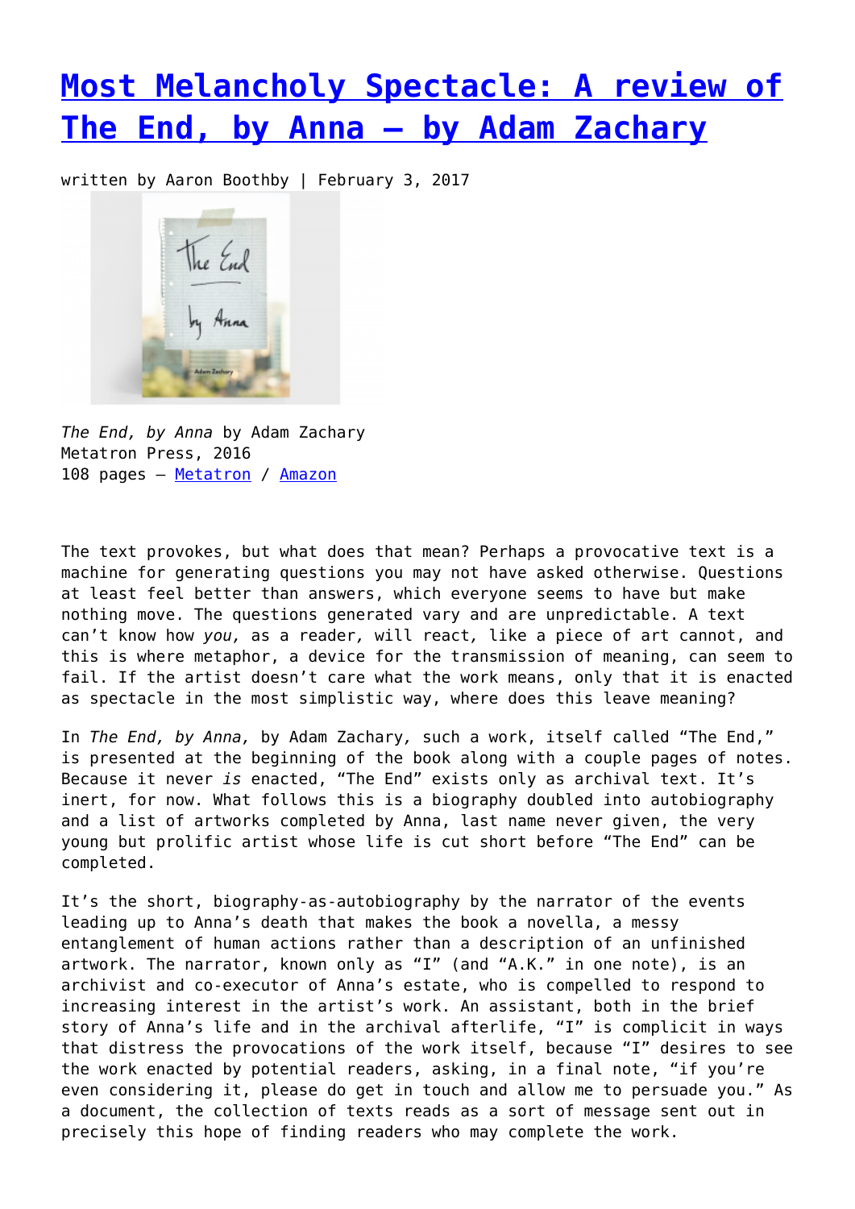# [Most Melancholy Spectacle: A review of The End, by Anna – by Adam Zachary]()

written by Aaron Boothby | February 3, 2017

*The End, by Anna* by Adam Zachary
Metatron Press, 2016
108 pages – [Metatron]() / [Amazon]()

The text provokes, but what does that mean? Perhaps a provocative text is a machine for generating questions you may not have asked otherwise. Questions at least feel better than answers, which everyone seems to have but make nothing move. The questions generated vary and are unpredictable. A text can't know how *you,* as a reader, will react, like a piece of art cannot, and this is where metaphor, a device for the transmission of meaning, can seem to fail. If the artist doesn't care what the work means, only that it is enacted as spectacle in the most simplistic way, where does this leave meaning?

In *The End, by Anna,* by Adam Zachary*,* such a work, itself called "The End," is presented at the beginning of the book along with a couple pages of notes. Because it never *is* enacted, "The End" exists only as archival text. It's inert, for now. What follows this is a biography doubled into autobiography and a list of artworks completed by Anna, last name never given, the very young but prolific artist whose life is cut short before "The End" can be completed.

It's the short, biography-as-autobiography by the narrator of the events leading up to Anna's death that makes the book a novella, a messy entanglement of human actions rather than a description of an unfinished artwork. The narrator, known only as "I" (and "A.K." in one note), is an archivist and co-executor of Anna's estate, who is compelled to respond to increasing interest in the artist's work. An assistant, both in the brief story of Anna's life and in the archival afterlife, "I" is complicit in ways that distress the provocations of the work itself, because "I" desires to see the work enacted by potential readers, asking, in a final note, "if you're even considering it, please do get in touch and allow me to persuade you." As a document, the collection of texts reads as a sort of message sent out in precisely this hope of finding readers who may complete the work.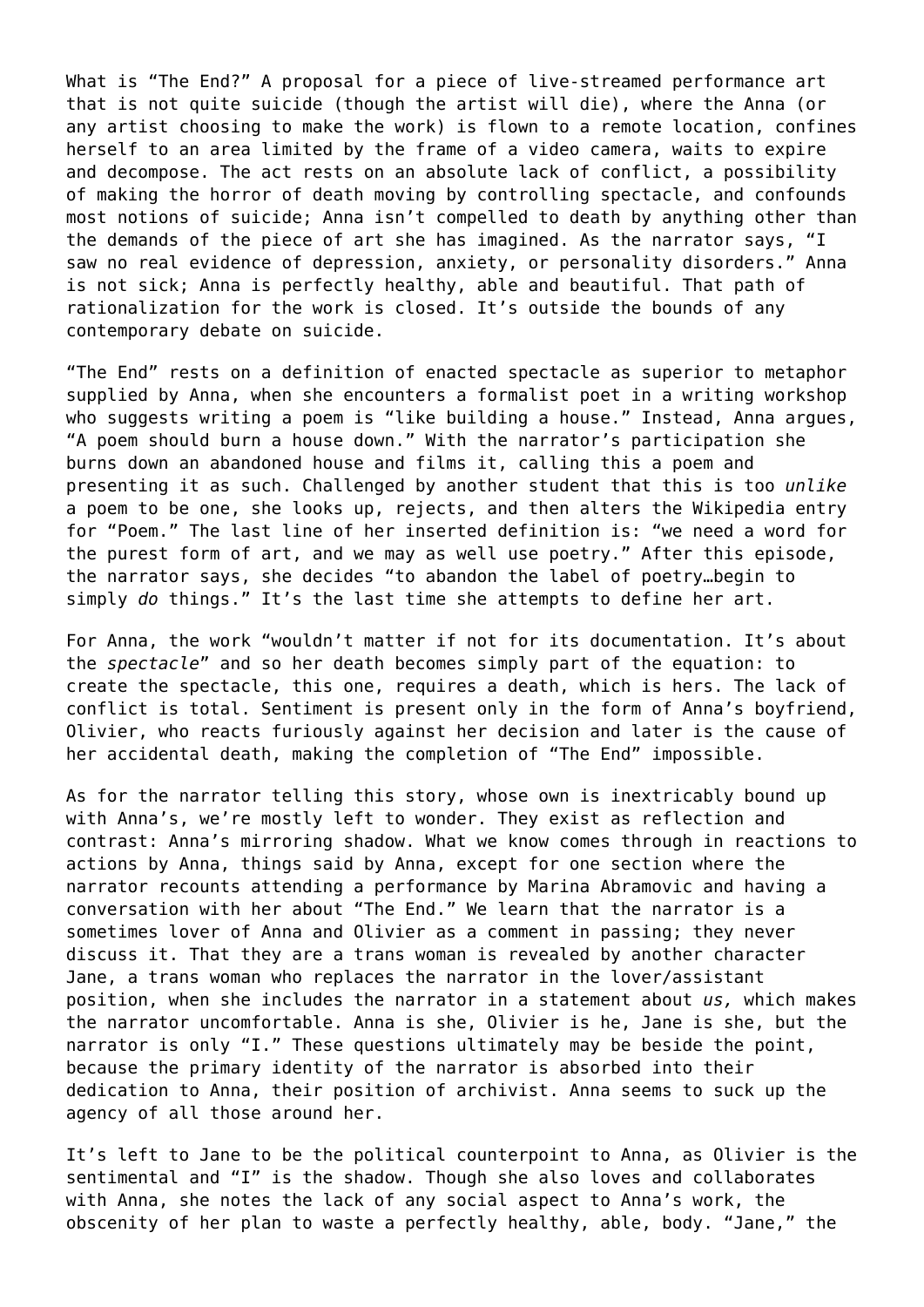What is “The End?” A proposal for a piece of live-streamed performance art that is not quite suicide (though the artist will die), where the Anna (or any artist choosing to make the work) is flown to a remote location, confines herself to an area limited by the frame of a video camera, waits to expire and decompose. The act rests on an absolute lack of conflict, a possibility of making the horror of death moving by controlling spectacle, and confounds most notions of suicide; Anna isn’t compelled to death by anything other than the demands of the piece of art she has imagined. As the narrator says, “I saw no real evidence of depression, anxiety, or personality disorders.” Anna is not sick; Anna is perfectly healthy, able and beautiful. That path of rationalization for the work is closed. It’s outside the bounds of any contemporary debate on suicide.

“The End” rests on a definition of enacted spectacle as superior to metaphor supplied by Anna, when she encounters a formalist poet in a writing workshop who suggests writing a poem is “like building a house.” Instead, Anna argues, “A poem should burn a house down.” With the narrator’s participation she burns down an abandoned house and films it, calling this a poem and presenting it as such. Challenged by another student that this is too *unlike* a poem to be one, she looks up, rejects, and then alters the Wikipedia entry for “Poem.” The last line of her inserted definition is: “we need a word for the purest form of art, and we may as well use poetry.” After this episode, the narrator says, she decides “to abandon the label of poetry…begin to simply *do* things.” It’s the last time she attempts to define her art.

For Anna, the work “wouldn’t matter if not for its documentation. It’s about the *spectacle*” and so her death becomes simply part of the equation: to create the spectacle, this one, requires a death, which is hers. The lack of conflict is total. Sentiment is present only in the form of Anna’s boyfriend, Olivier, who reacts furiously against her decision and later is the cause of her accidental death, making the completion of “The End” impossible.

As for the narrator telling this story, whose own is inextricably bound up with Anna’s, we’re mostly left to wonder. They exist as reflection and contrast: Anna’s mirroring shadow. What we know comes through in reactions to actions by Anna, things said by Anna, except for one section where the narrator recounts attending a performance by Marina Abramovic and having a conversation with her about “The End.” We learn that the narrator is a sometimes lover of Anna and Olivier as a comment in passing; they never discuss it. That they are a trans woman is revealed by another character Jane, a trans woman who replaces the narrator in the lover/assistant position, when she includes the narrator in a statement about *us,* which makes the narrator uncomfortable. Anna is she, Olivier is he, Jane is she, but the narrator is only “I.” These questions ultimately may be beside the point, because the primary identity of the narrator is absorbed into their dedication to Anna, their position of archivist. Anna seems to suck up the agency of all those around her.

It’s left to Jane to be the political counterpoint to Anna, as Olivier is the sentimental and “I” is the shadow. Though she also loves and collaborates with Anna, she notes the lack of any social aspect to Anna’s work, the obscenity of her plan to waste a perfectly healthy, able, body. “Jane,” the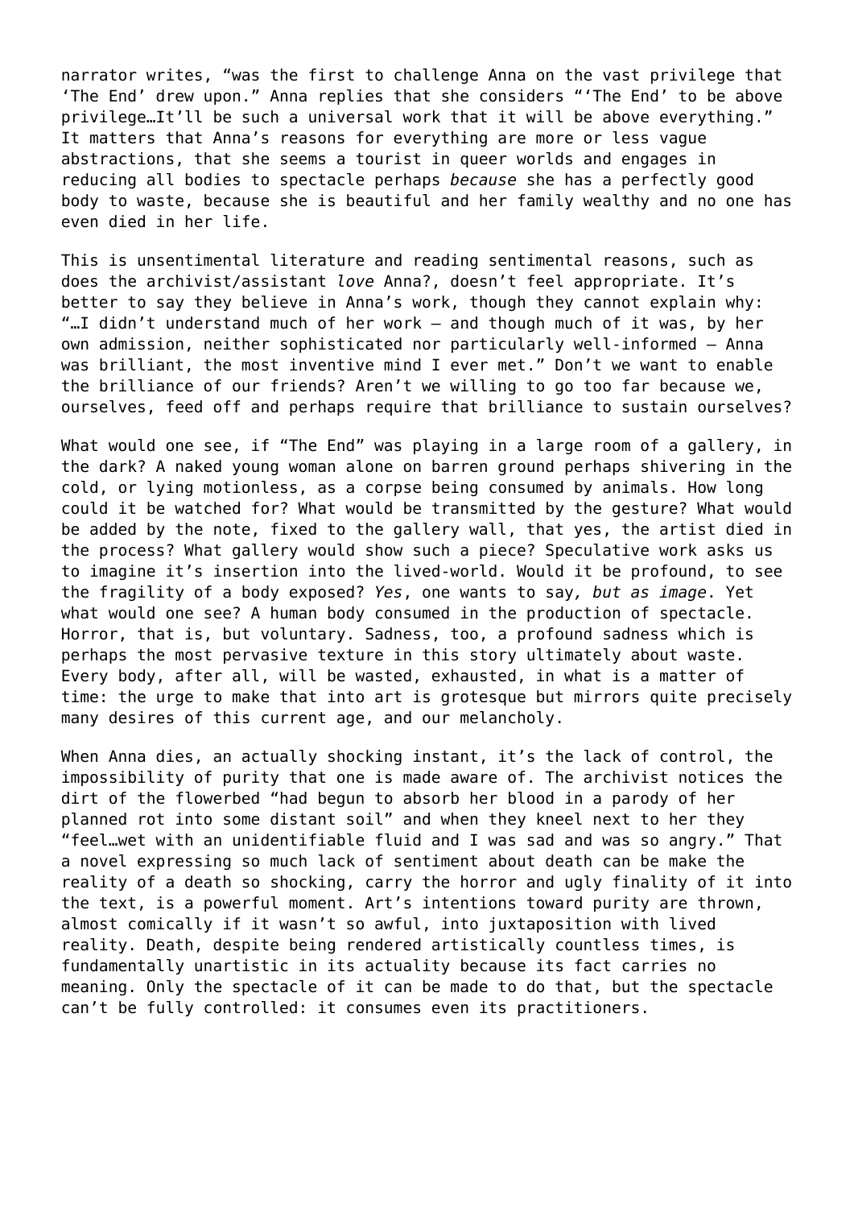narrator writes, "was the first to challenge Anna on the vast privilege that 'The End' drew upon." Anna replies that she considers "'The End' to be above privilege…It'll be such a universal work that it will be above everything." It matters that Anna's reasons for everything are more or less vague abstractions, that she seems a tourist in queer worlds and engages in reducing all bodies to spectacle perhaps *because* she has a perfectly good body to waste, because she is beautiful and her family wealthy and no one has even died in her life.

This is unsentimental literature and reading sentimental reasons, such as does the archivist/assistant *love* Anna?, doesn't feel appropriate. It's better to say they believe in Anna's work, though they cannot explain why: "…I didn't understand much of her work – and though much of it was, by her own admission, neither sophisticated nor particularly well-informed – Anna was brilliant, the most inventive mind I ever met." Don't we want to enable the brilliance of our friends? Aren't we willing to go too far because we, ourselves, feed off and perhaps require that brilliance to sustain ourselves?

What would one see, if "The End" was playing in a large room of a gallery, in the dark? A naked young woman alone on barren ground perhaps shivering in the cold, or lying motionless, as a corpse being consumed by animals. How long could it be watched for? What would be transmitted by the gesture? What would be added by the note, fixed to the gallery wall, that yes, the artist died in the process? What gallery would show such a piece? Speculative work asks us to imagine it's insertion into the lived-world. Would it be profound, to see the fragility of a body exposed? *Yes*, one wants to say, *but as image*. Yet what would one see? A human body consumed in the production of spectacle. Horror, that is, but voluntary. Sadness, too, a profound sadness which is perhaps the most pervasive texture in this story ultimately about waste. Every body, after all, will be wasted, exhausted, in what is a matter of time: the urge to make that into art is grotesque but mirrors quite precisely many desires of this current age, and our melancholy.

When Anna dies, an actually shocking instant, it's the lack of control, the impossibility of purity that one is made aware of. The archivist notices the dirt of the flowerbed "had begun to absorb her blood in a parody of her planned rot into some distant soil" and when they kneel next to her they "feel…wet with an unidentifiable fluid and I was sad and was so angry." That a novel expressing so much lack of sentiment about death can be make the reality of a death so shocking, carry the horror and ugly finality of it into the text, is a powerful moment. Art's intentions toward purity are thrown, almost comically if it wasn't so awful, into juxtaposition with lived reality. Death, despite being rendered artistically countless times, is fundamentally unartistic in its actuality because its fact carries no meaning. Only the spectacle of it can be made to do that, but the spectacle can't be fully controlled: it consumes even its practitioners.